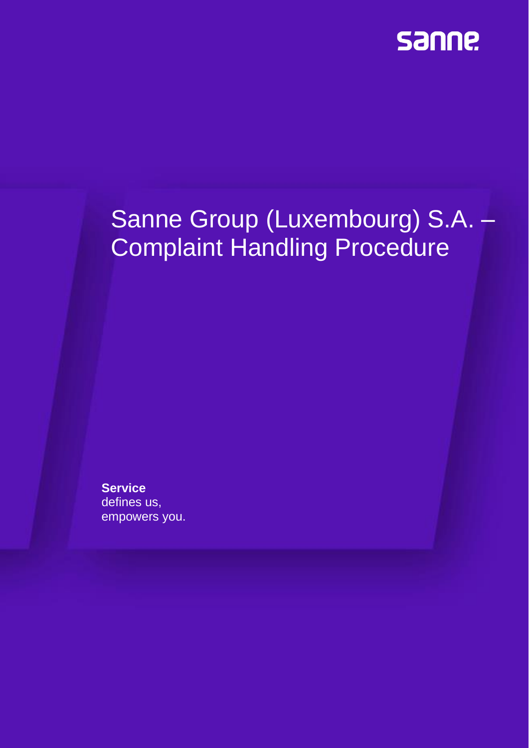sanne

# Sanne Group (Luxembourg) S.A. – Complaint Handling Procedure

**Service**
defines us,
empowers you.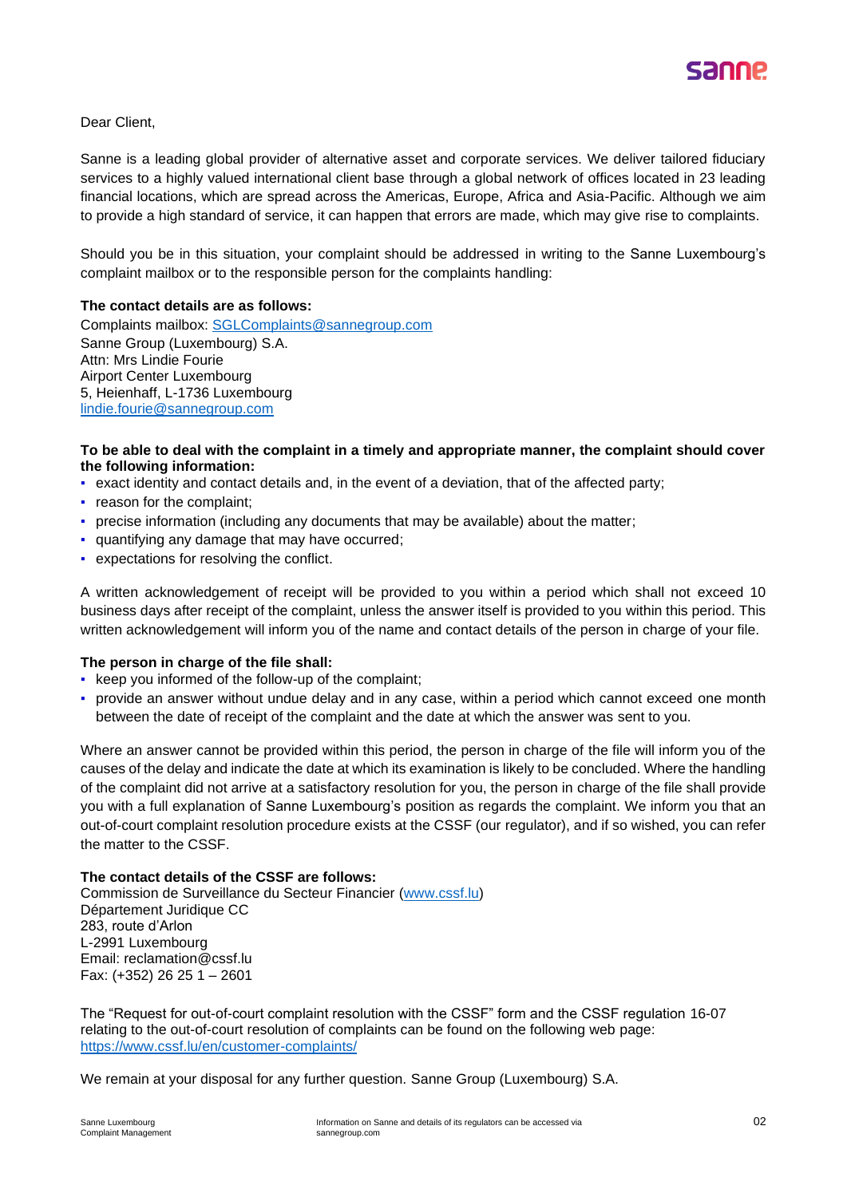Dear Client,

Sanne is a leading global provider of alternative asset and corporate services. We deliver tailored fiduciary services to a highly valued international client base through a global network of offices located in 23 leading financial locations, which are spread across the Americas, Europe, Africa and Asia-Pacific. Although we aim to provide a high standard of service, it can happen that errors are made, which may give rise to complaints.

Should you be in this situation, your complaint should be addressed in writing to the Sanne Luxembourg's complaint mailbox or to the responsible person for the complaints handling:

**The contact details are as follows:**
Complaints mailbox: SGLComplaints@sannegroup.com
Sanne Group (Luxembourg) S.A.
Attn: Mrs Lindie Fourie
Airport Center Luxembourg
5, Heienhaff, L-1736 Luxembourg
lindie.fourie@sannegroup.com

**To be able to deal with the complaint in a timely and appropriate manner, the complaint should cover the following information:**

- exact identity and contact details and, in the event of a deviation, that of the affected party;
- reason for the complaint;
- precise information (including any documents that may be available) about the matter;
- quantifying any damage that may have occurred;
- expectations for resolving the conflict.

A written acknowledgement of receipt will be provided to you within a period which shall not exceed 10 business days after receipt of the complaint, unless the answer itself is provided to you within this period. This written acknowledgement will inform you of the name and contact details of the person in charge of your file.

**The person in charge of the file shall:**

- keep you informed of the follow-up of the complaint;
- provide an answer without undue delay and in any case, within a period which cannot exceed one month between the date of receipt of the complaint and the date at which the answer was sent to you.

Where an answer cannot be provided within this period, the person in charge of the file will inform you of the causes of the delay and indicate the date at which its examination is likely to be concluded. Where the handling of the complaint did not arrive at a satisfactory resolution for you, the person in charge of the file shall provide you with a full explanation of Sanne Luxembourg's position as regards the complaint. We inform you that an out-of-court complaint resolution procedure exists at the CSSF (our regulator), and if so wished, you can refer the matter to the CSSF.

**The contact details of the CSSF are follows:**
Commission de Surveillance du Secteur Financier (www.cssf.lu)
Département Juridique CC
283, route d'Arlon
L-2991 Luxembourg
Email: reclamation@cssf.lu
Fax: (+352) 26 25 1 – 2601

The "Request for out-of-court complaint resolution with the CSSF" form and the CSSF regulation 16-07 relating to the out-of-court resolution of complaints can be found on the following web page:
https://www.cssf.lu/en/customer-complaints/

We remain at your disposal for any further question. Sanne Group (Luxembourg) S.A.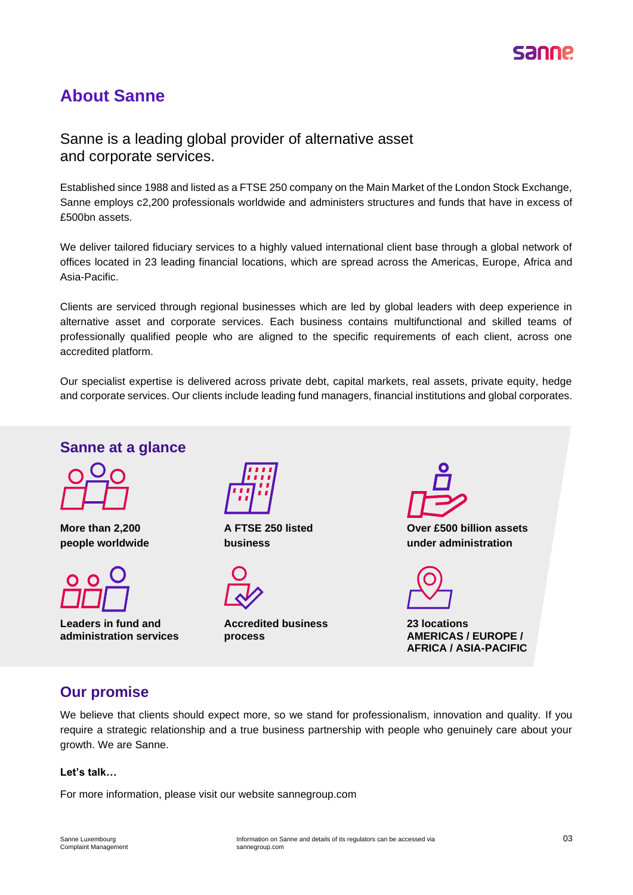## About Sanne

### Sanne is a leading global provider of alternative asset and corporate services.

Established since 1988 and listed as a FTSE 250 company on the Main Market of the London Stock Exchange, Sanne employs c2,200 professionals worldwide and administers structures and funds that have in excess of £500bn assets.

We deliver tailored fiduciary services to a highly valued international client base through a global network of offices located in 23 leading financial locations, which are spread across the Americas, Europe, Africa and Asia-Pacific.

Clients are serviced through regional businesses which are led by global leaders with deep experience in alternative asset and corporate services. Each business contains multifunctional and skilled teams of professionally qualified people who are aligned to the specific requirements of each client, across one accredited platform.

Our specialist expertise is delivered across private debt, capital markets, real assets, private equity, hedge and corporate services. Our clients include leading fund managers, financial institutions and global corporates.

## Sanne at a glance

**More than 2,200 people worldwide**

**A FTSE 250 listed business**

**Over £500 billion assets under administration**

**Leaders in fund and administration services**

**Accredited business process**

**23 locations AMERICAS / EUROPE / AFRICA / ASIA-PACIFIC**

## Our promise

We believe that clients should expect more, so we stand for professionalism, innovation and quality. If you require a strategic relationship and a true business partnership with people who genuinely care about your growth. We are Sanne.

**Let's talk…**

For more information, please visit our website sannegroup.com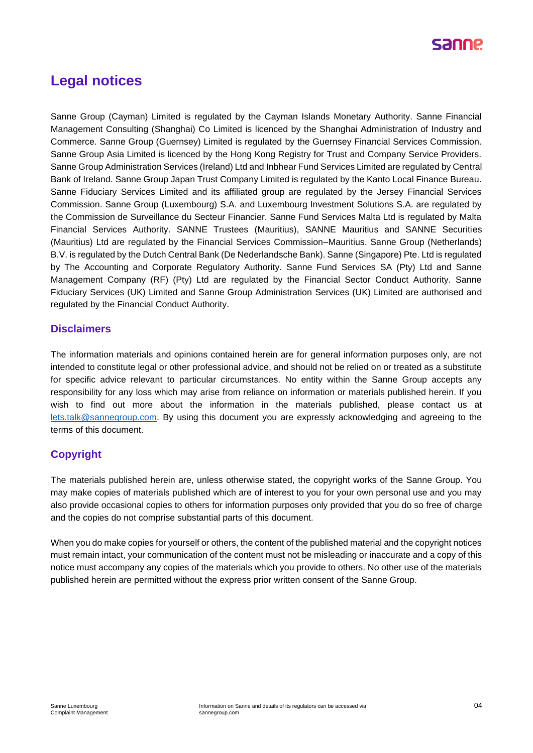# Legal notices

Sanne Group (Cayman) Limited is regulated by the Cayman Islands Monetary Authority. Sanne Financial Management Consulting (Shanghai) Co Limited is licenced by the Shanghai Administration of Industry and Commerce. Sanne Group (Guernsey) Limited is regulated by the Guernsey Financial Services Commission. Sanne Group Asia Limited is licenced by the Hong Kong Registry for Trust and Company Service Providers. Sanne Group Administration Services (Ireland) Ltd and Inbhear Fund Services Limited are regulated by Central Bank of Ireland. Sanne Group Japan Trust Company Limited is regulated by the Kanto Local Finance Bureau. Sanne Fiduciary Services Limited and its affiliated group are regulated by the Jersey Financial Services Commission. Sanne Group (Luxembourg) S.A. and Luxembourg Investment Solutions S.A. are regulated by the Commission de Surveillance du Secteur Financier. Sanne Fund Services Malta Ltd is regulated by Malta Financial Services Authority. SANNE Trustees (Mauritius), SANNE Mauritius and SANNE Securities (Mauritius) Ltd are regulated by the Financial Services Commission–Mauritius. Sanne Group (Netherlands) B.V. is regulated by the Dutch Central Bank (De Nederlandsche Bank). Sanne (Singapore) Pte. Ltd is regulated by The Accounting and Corporate Regulatory Authority. Sanne Fund Services SA (Pty) Ltd and Sanne Management Company (RF) (Pty) Ltd are regulated by the Financial Sector Conduct Authority. Sanne Fiduciary Services (UK) Limited and Sanne Group Administration Services (UK) Limited are authorised and regulated by the Financial Conduct Authority.

## Disclaimers

The information materials and opinions contained herein are for general information purposes only, are not intended to constitute legal or other professional advice, and should not be relied on or treated as a substitute for specific advice relevant to particular circumstances. No entity within the Sanne Group accepts any responsibility for any loss which may arise from reliance on information or materials published herein. If you wish to find out more about the information in the materials published, please contact us at lets.talk@sannegroup.com. By using this document you are expressly acknowledging and agreeing to the terms of this document.

## Copyright

The materials published herein are, unless otherwise stated, the copyright works of the Sanne Group. You may make copies of materials published which are of interest to you for your own personal use and you may also provide occasional copies to others for information purposes only provided that you do so free of charge and the copies do not comprise substantial parts of this document.

When you do make copies for yourself or others, the content of the published material and the copyright notices must remain intact, your communication of the content must not be misleading or inaccurate and a copy of this notice must accompany any copies of the materials which you provide to others. No other use of the materials published herein are permitted without the express prior written consent of the Sanne Group.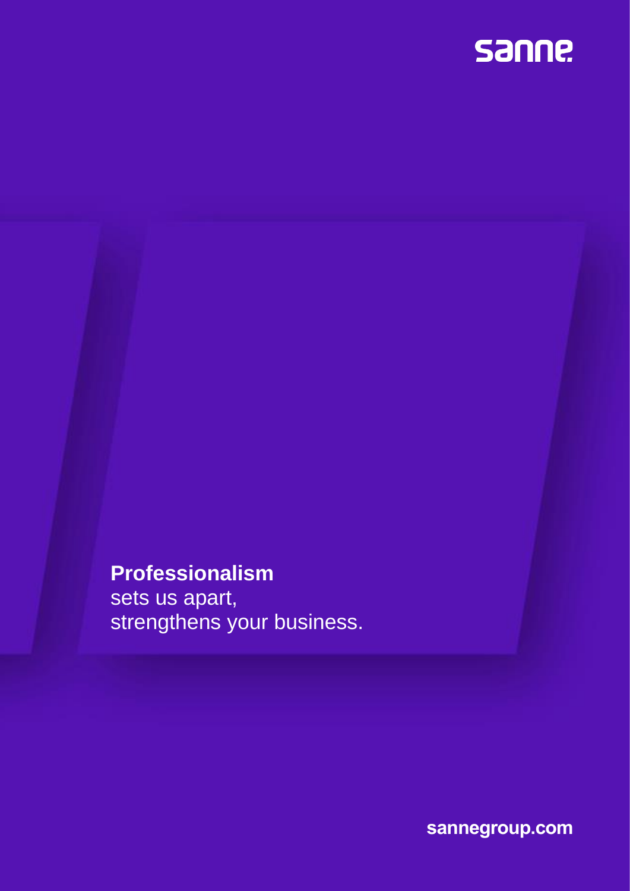sanne

**Professionalism**
sets us apart,
strengthens your business.

sannegroup.com